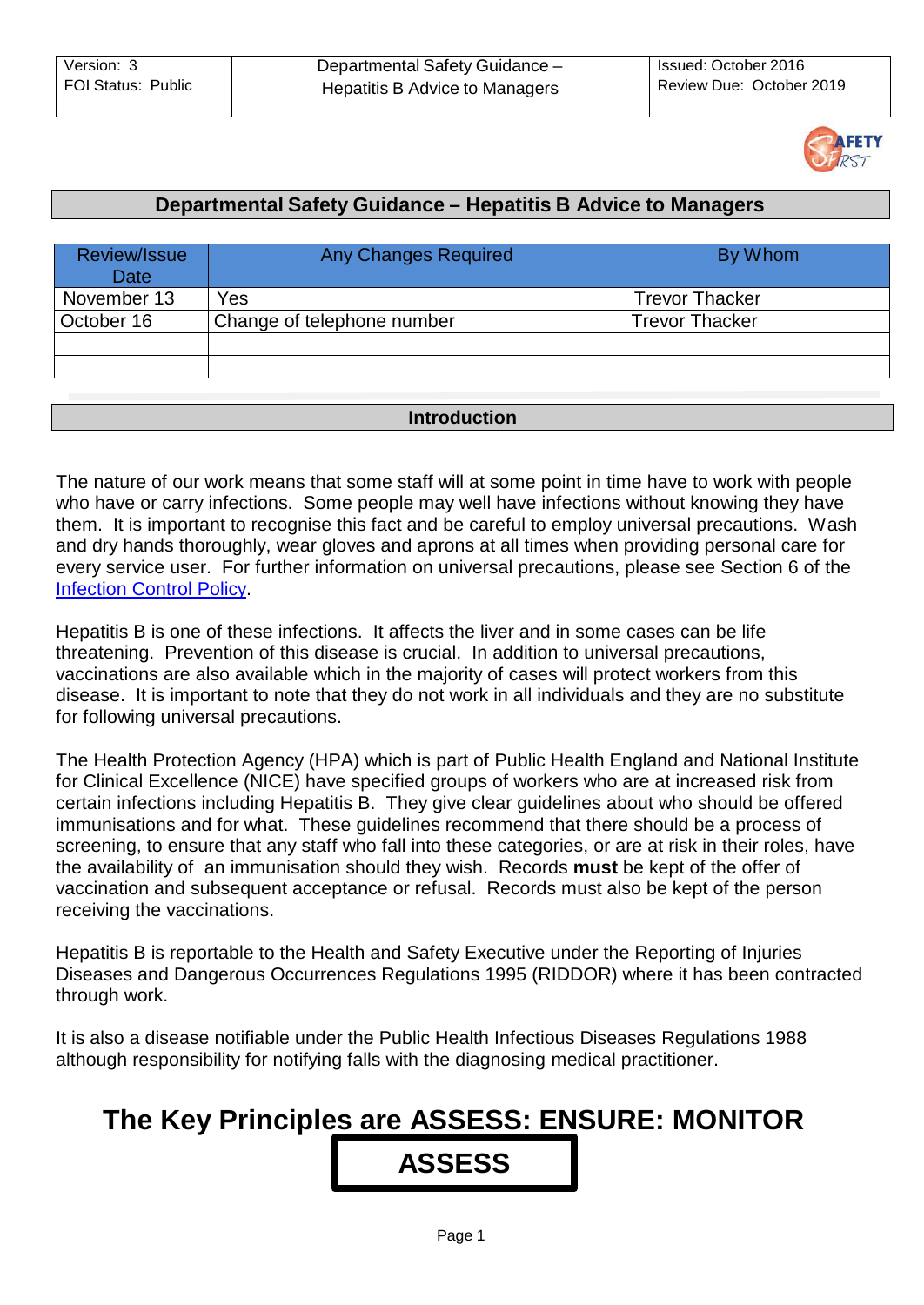| Version: 3<br>FOI Status: Public | Departmental Safety Guidance – Hepatitis B Advice to Managers | Issued: October 2016<br>Review Due: October 2019 |
|---|---|---|

# Departmental Safety Guidance – Hepatitis B Advice to Managers

| Review/Issue Date | Any Changes Required | By Whom |
|---|---|---|
| November 13 | Yes | Trevor Thacker |
| October 16 | Change of telephone number | Trevor Thacker |
| | | |
| | | |

## Introduction

The nature of our work means that some staff will at some point in time have to work with people who have or carry infections. Some people may well have infections without knowing they have them. It is important to recognise this fact and be careful to employ universal precautions. Wash and dry hands thoroughly, wear gloves and aprons at all times when providing personal care for every service user. For further information on universal precautions, please see Section 6 of the Infection Control Policy.

Hepatitis B is one of these infections. It affects the liver and in some cases can be life threatening. Prevention of this disease is crucial. In addition to universal precautions, vaccinations are also available which in the majority of cases will protect workers from this disease. It is important to note that they do not work in all individuals and they are no substitute for following universal precautions.

The Health Protection Agency (HPA) which is part of Public Health England and National Institute for Clinical Excellence (NICE) have specified groups of workers who are at increased risk from certain infections including Hepatitis B. They give clear guidelines about who should be offered immunisations and for what. These guidelines recommend that there should be a process of screening, to ensure that any staff who fall into these categories, or are at risk in their roles, have the availability of an immunisation should they wish. Records **must** be kept of the offer of vaccination and subsequent acceptance or refusal. Records must also be kept of the person receiving the vaccinations.

Hepatitis B is reportable to the Health and Safety Executive under the Reporting of Injuries Diseases and Dangerous Occurrences Regulations 1995 (RIDDOR) where it has been contracted through work.

It is also a disease notifiable under the Public Health Infectious Diseases Regulations 1988 although responsibility for notifying falls with the diagnosing medical practitioner.

# The Key Principles are ASSESS: ENSURE: MONITOR

## ASSESS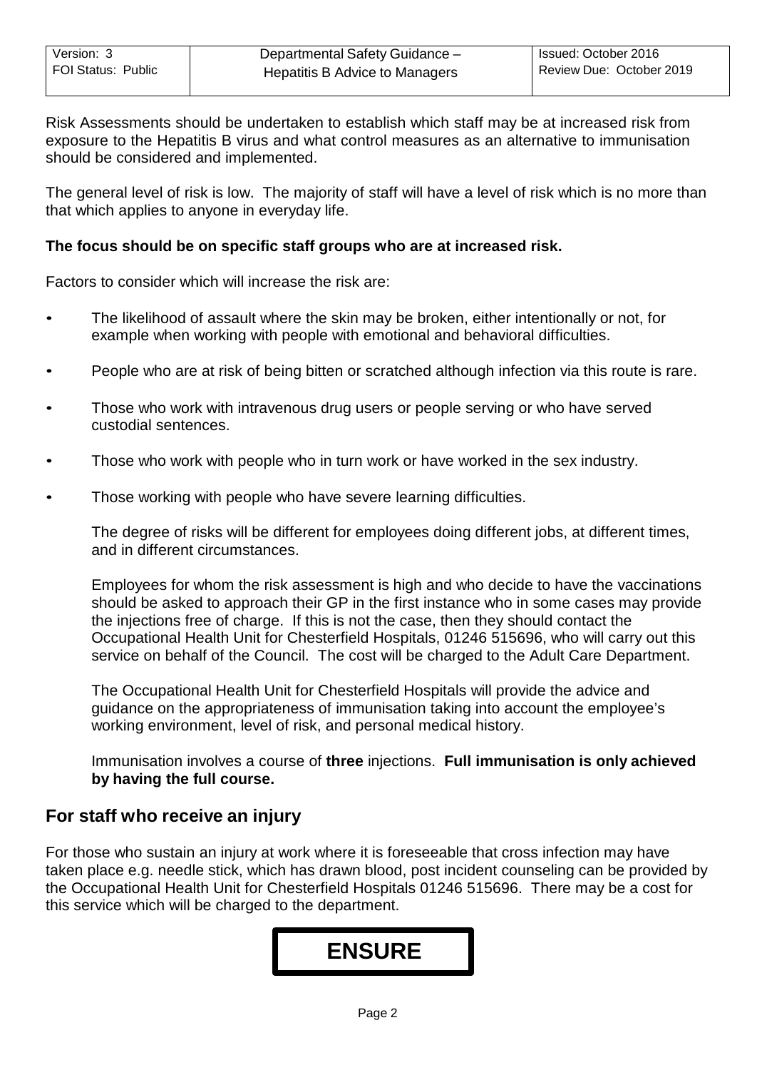Risk Assessments should be undertaken to establish which staff may be at increased risk from exposure to the Hepatitis B virus and what control measures as an alternative to immunisation should be considered and implemented.

The general level of risk is low. The majority of staff will have a level of risk which is no more than that which applies to anyone in everyday life.

**The focus should be on specific staff groups who are at increased risk.**

Factors to consider which will increase the risk are:

- The likelihood of assault where the skin may be broken, either intentionally or not, for example when working with people with emotional and behavioral difficulties.
- People who are at risk of being bitten or scratched although infection via this route is rare.
- Those who work with intravenous drug users or people serving or who have served custodial sentences.
- Those who work with people who in turn work or have worked in the sex industry.
- Those working with people who have severe learning difficulties.

The degree of risks will be different for employees doing different jobs, at different times, and in different circumstances.

Employees for whom the risk assessment is high and who decide to have the vaccinations should be asked to approach their GP in the first instance who in some cases may provide the injections free of charge. If this is not the case, then they should contact the Occupational Health Unit for Chesterfield Hospitals, 01246 515696, who will carry out this service on behalf of the Council. The cost will be charged to the Adult Care Department.

The Occupational Health Unit for Chesterfield Hospitals will provide the advice and guidance on the appropriateness of immunisation taking into account the employee's working environment, level of risk, and personal medical history.

Immunisation involves a course of **three** injections. **Full immunisation is only achieved by having the full course.**

## For staff who receive an injury

For those who sustain an injury at work where it is foreseeable that cross infection may have taken place e.g. needle stick, which has drawn blood, post incident counseling can be provided by the Occupational Health Unit for Chesterfield Hospitals 01246 515696. There may be a cost for this service which will be charged to the department.

## ENSURE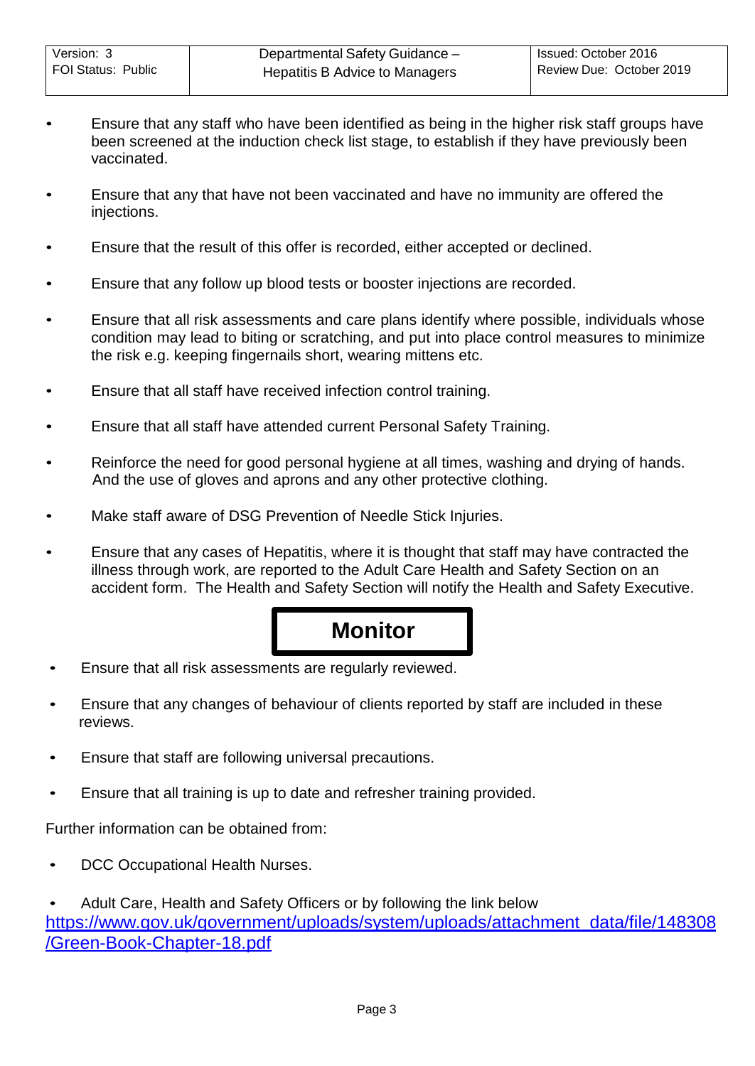- Ensure that any staff who have been identified as being in the higher risk staff groups have been screened at the induction check list stage, to establish if they have previously been vaccinated.

- Ensure that any that have not been vaccinated and have no immunity are offered the injections.

- Ensure that the result of this offer is recorded, either accepted or declined.

- Ensure that any follow up blood tests or booster injections are recorded.

- Ensure that all risk assessments and care plans identify where possible, individuals whose condition may lead to biting or scratching, and put into place control measures to minimize the risk e.g. keeping fingernails short, wearing mittens etc.

- Ensure that all staff have received infection control training.

- Ensure that all staff have attended current Personal Safety Training.

- Reinforce the need for good personal hygiene at all times, washing and drying of hands. And the use of gloves and aprons and any other protective clothing.

- Make staff aware of DSG Prevention of Needle Stick Injuries.

- Ensure that any cases of Hepatitis, where it is thought that staff may have contracted the illness through work, are reported to the Adult Care Health and Safety Section on an accident form. The Health and Safety Section will notify the Health and Safety Executive.

## Monitor

- Ensure that all risk assessments are regularly reviewed.

- Ensure that any changes of behaviour of clients reported by staff are included in these reviews.

- Ensure that staff are following universal precautions.

- Ensure that all training is up to date and refresher training provided.

Further information can be obtained from:

- DCC Occupational Health Nurses.

- Adult Care, Health and Safety Officers or by following the link below https://www.gov.uk/government/uploads/system/uploads/attachment_data/file/148308/Green-Book-Chapter-18.pdf